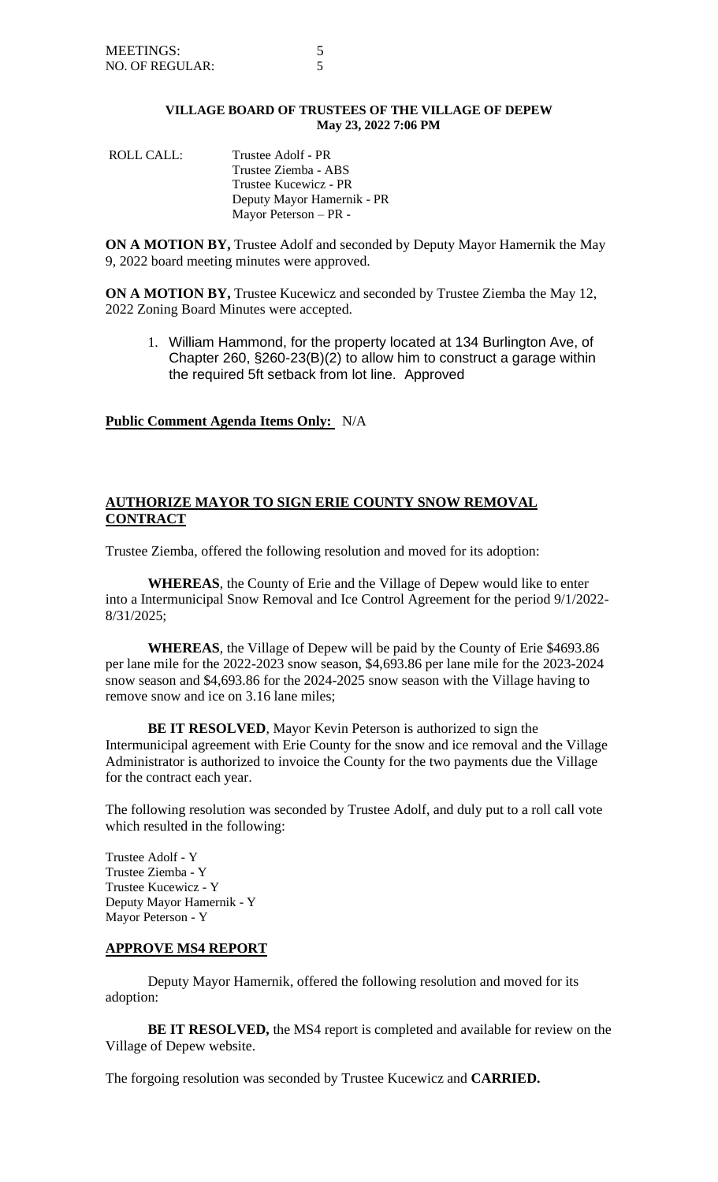MEETINGS: 5
NO. OF REGULAR: 5

**VILLAGE BOARD OF TRUSTEES OF THE VILLAGE OF DEPEW**
**May 23, 2022 7:06 PM**

ROLL CALL:
Trustee Adolf - PR
Trustee Ziemba - ABS
Trustee Kucewicz - PR
Deputy Mayor Hamernik - PR
Mayor Peterson – PR -

**ON A MOTION BY,** Trustee Adolf and seconded by Deputy Mayor Hamernik the May 9, 2022 board meeting minutes were approved.

**ON A MOTION BY,** Trustee Kucewicz and seconded by Trustee Ziemba the May 12, 2022 Zoning Board Minutes were accepted.

1. William Hammond, for the property located at 134 Burlington Ave, of Chapter 260, §260-23(B)(2) to allow him to construct a garage within the required 5ft setback from lot line. Approved

**Public Comment Agenda Items Only:** N/A

**AUTHORIZE MAYOR TO SIGN ERIE COUNTY SNOW REMOVAL CONTRACT**

Trustee Ziemba, offered the following resolution and moved for its adoption:

**WHEREAS**, the County of Erie and the Village of Depew would like to enter into a Intermunicipal Snow Removal and Ice Control Agreement for the period 9/1/2022-8/31/2025;

**WHEREAS**, the Village of Depew will be paid by the County of Erie $4693.86 per lane mile for the 2022-2023 snow season, $4,693.86 per lane mile for the 2023-2024 snow season and $4,693.86 for the 2024-2025 snow season with the Village having to remove snow and ice on 3.16 lane miles;

**BE IT RESOLVED**, Mayor Kevin Peterson is authorized to sign the Intermunicipal agreement with Erie County for the snow and ice removal and the Village Administrator is authorized to invoice the County for the two payments due the Village for the contract each year.

The following resolution was seconded by Trustee Adolf, and duly put to a roll call vote which resulted in the following:

Trustee Adolf - Y
Trustee Ziemba - Y
Trustee Kucewicz - Y
Deputy Mayor Hamernik - Y
Mayor Peterson - Y

**APPROVE MS4 REPORT**

Deputy Mayor Hamernik, offered the following resolution and moved for its adoption:

**BE IT RESOLVED,** the MS4 report is completed and available for review on the Village of Depew website.

The forgoing resolution was seconded by Trustee Kucewicz and **CARRIED.**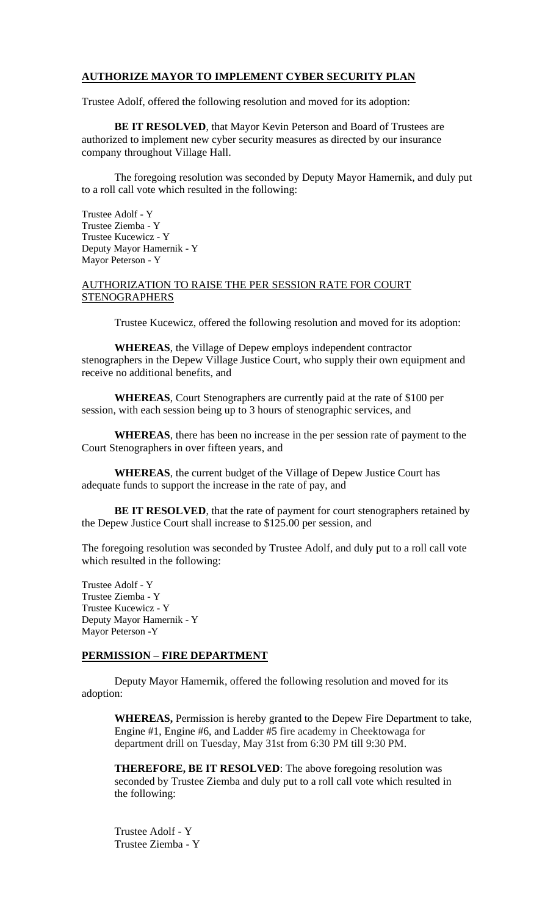**AUTHORIZE MAYOR TO IMPLEMENT CYBER SECURITY PLAN**

Trustee Adolf, offered the following resolution and moved for its adoption:

**BE IT RESOLVED**, that Mayor Kevin Peterson and Board of Trustees are authorized to implement new cyber security measures as directed by our insurance company throughout Village Hall.

The foregoing resolution was seconded by Deputy Mayor Hamernik, and duly put to a roll call vote which resulted in the following:

Trustee Adolf - Y
Trustee Ziemba - Y
Trustee Kucewicz - Y
Deputy Mayor Hamernik - Y
Mayor Peterson - Y

AUTHORIZATION TO RAISE THE PER SESSION RATE FOR COURT STENOGRAPHERS

Trustee Kucewicz, offered the following resolution and moved for its adoption:

**WHEREAS**, the Village of Depew employs independent contractor stenographers in the Depew Village Justice Court, who supply their own equipment and receive no additional benefits, and

**WHEREAS**, Court Stenographers are currently paid at the rate of $100 per session, with each session being up to 3 hours of stenographic services, and

**WHEREAS**, there has been no increase in the per session rate of payment to the Court Stenographers in over fifteen years, and

**WHEREAS**, the current budget of the Village of Depew Justice Court has adequate funds to support the increase in the rate of pay, and

**BE IT RESOLVED**, that the rate of payment for court stenographers retained by the Depew Justice Court shall increase to $125.00 per session, and

The foregoing resolution was seconded by Trustee Adolf, and duly put to a roll call vote which resulted in the following:

Trustee Adolf - Y
Trustee Ziemba - Y
Trustee Kucewicz - Y
Deputy Mayor Hamernik - Y
Mayor Peterson -Y

**PERMISSION – FIRE DEPARTMENT**

Deputy Mayor Hamernik, offered the following resolution and moved for its adoption:

**WHEREAS,** Permission is hereby granted to the Depew Fire Department to take, Engine #1, Engine #6, and Ladder #5 fire academy in Cheektowaga for department drill on Tuesday, May 31st from 6:30 PM till 9:30 PM.

**THEREFORE, BE IT RESOLVED**: The above foregoing resolution was seconded by Trustee Ziemba and duly put to a roll call vote which resulted in the following:

Trustee Adolf - Y
Trustee Ziemba - Y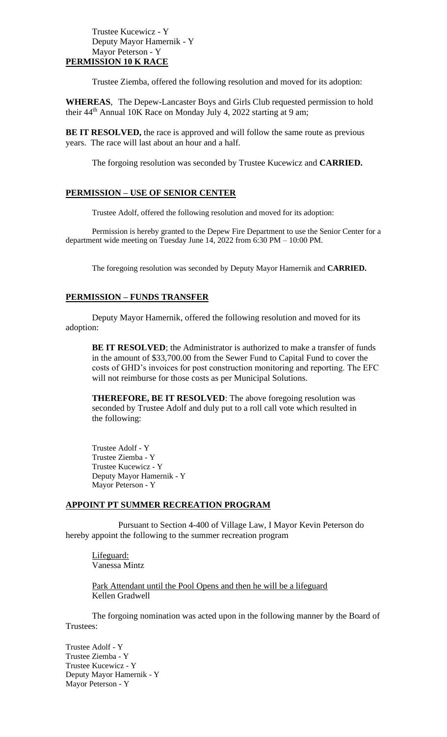Trustee Kucewicz - Y
Deputy Mayor Hamernik - Y
Mayor Peterson - Y

**PERMISSION 10 K RACE**

Trustee Ziemba, offered the following resolution and moved for its adoption:

**WHEREAS**, The Depew-Lancaster Boys and Girls Club requested permission to hold their 44th Annual 10K Race on Monday July 4, 2022 starting at 9 am;

**BE IT RESOLVED,** the race is approved and will follow the same route as previous years. The race will last about an hour and a half.

The forgoing resolution was seconded by Trustee Kucewicz and **CARRIED.**

**PERMISSION – USE OF SENIOR CENTER**

Trustee Adolf, offered the following resolution and moved for its adoption:

Permission is hereby granted to the Depew Fire Department to use the Senior Center for a department wide meeting on Tuesday June 14, 2022 from 6:30 PM – 10:00 PM.

The foregoing resolution was seconded by Deputy Mayor Hamernik and **CARRIED.**

**PERMISSION – FUNDS TRANSFER**

Deputy Mayor Hamernik, offered the following resolution and moved for its adoption:

**BE IT RESOLVED**; the Administrator is authorized to make a transfer of funds in the amount of $33,700.00 from the Sewer Fund to Capital Fund to cover the costs of GHD's invoices for post construction monitoring and reporting. The EFC will not reimburse for those costs as per Municipal Solutions.

**THEREFORE, BE IT RESOLVED**: The above foregoing resolution was seconded by Trustee Adolf and duly put to a roll call vote which resulted in the following:

Trustee Adolf - Y
Trustee Ziemba - Y
Trustee Kucewicz - Y
Deputy Mayor Hamernik - Y
Mayor Peterson - Y

**APPOINT PT SUMMER RECREATION PROGRAM**

Pursuant to Section 4-400 of Village Law, I Mayor Kevin Peterson do hereby appoint the following to the summer recreation program

Lifeguard:
Vanessa Mintz

Park Attendant until the Pool Opens and then he will be a lifeguard
Kellen Gradwell

The forgoing nomination was acted upon in the following manner by the Board of Trustees:

Trustee Adolf - Y
Trustee Ziemba - Y
Trustee Kucewicz - Y
Deputy Mayor Hamernik - Y
Mayor Peterson - Y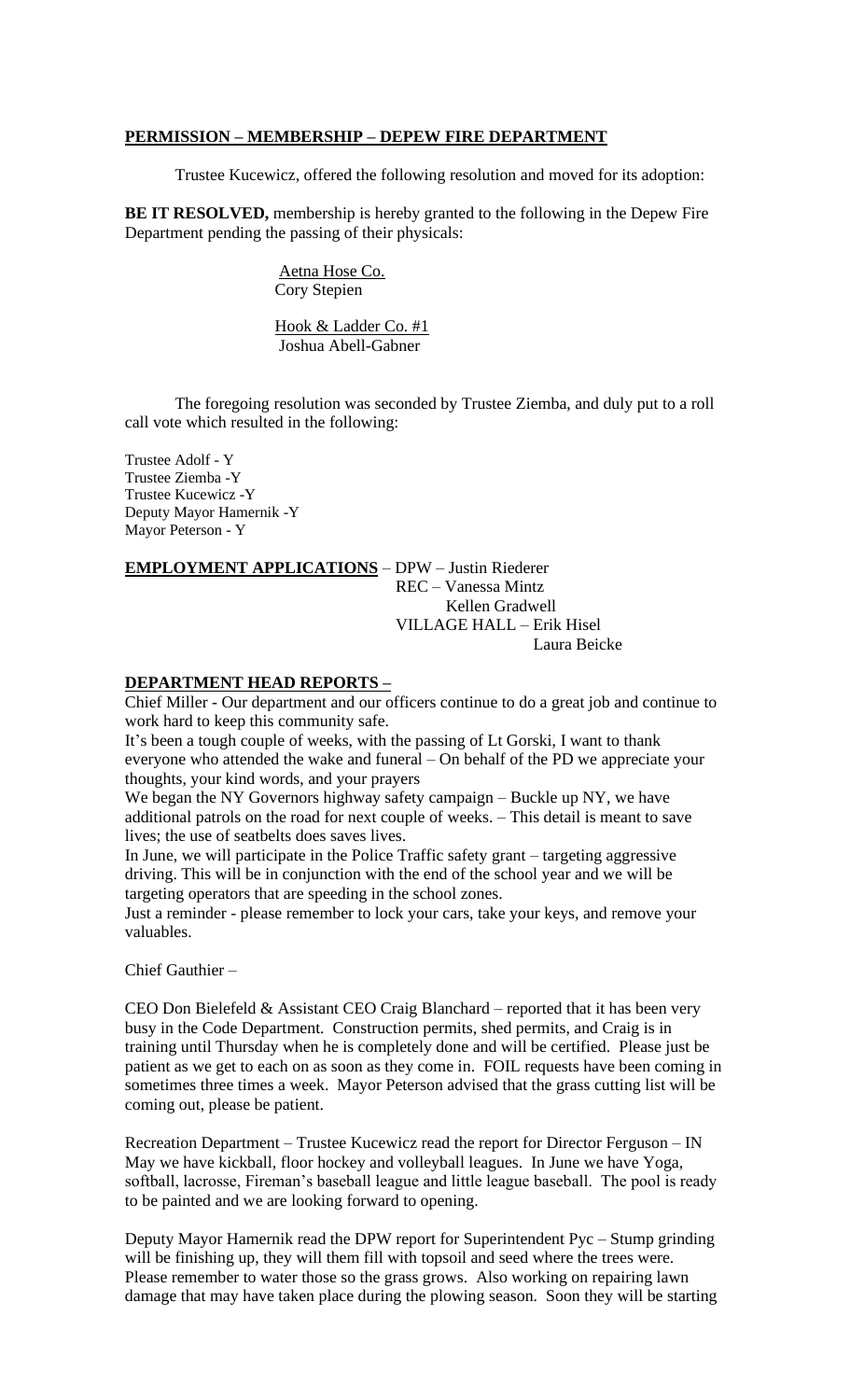**PERMISSION – MEMBERSHIP – DEPEW FIRE DEPARTMENT**

Trustee Kucewicz, offered the following resolution and moved for its adoption:

**BE IT RESOLVED,** membership is hereby granted to the following in the Depew Fire Department pending the passing of their physicals:

Aetna Hose Co.
Cory Stepien

Hook & Ladder Co. #1
Joshua Abell-Gabner

The foregoing resolution was seconded by Trustee Ziemba, and duly put to a roll call vote which resulted in the following:

Trustee Adolf - Y
Trustee Ziemba -Y
Trustee Kucewicz -Y
Deputy Mayor Hamernik -Y
Mayor Peterson - Y

**EMPLOYMENT APPLICATIONS** – DPW – Justin Riederer
REC – Vanessa Mintz
Kellen Gradwell
VILLAGE HALL – Erik Hisel
Laura Beicke

**DEPARTMENT HEAD REPORTS –**

Chief Miller - Our department and our officers continue to do a great job and continue to work hard to keep this community safe.

It's been a tough couple of weeks, with the passing of Lt Gorski, I want to thank everyone who attended the wake and funeral – On behalf of the PD we appreciate your thoughts, your kind words, and your prayers

We began the NY Governors highway safety campaign – Buckle up NY, we have additional patrols on the road for next couple of weeks. – This detail is meant to save lives; the use of seatbelts does saves lives.

In June, we will participate in the Police Traffic safety grant – targeting aggressive driving. This will be in conjunction with the end of the school year and we will be targeting operators that are speeding in the school zones.

Just a reminder - please remember to lock your cars, take your keys, and remove your valuables.

Chief Gauthier –

CEO Don Bielefeld & Assistant CEO Craig Blanchard – reported that it has been very busy in the Code Department. Construction permits, shed permits, and Craig is in training until Thursday when he is completely done and will be certified. Please just be patient as we get to each on as soon as they come in. FOIL requests have been coming in sometimes three times a week. Mayor Peterson advised that the grass cutting list will be coming out, please be patient.

Recreation Department – Trustee Kucewicz read the report for Director Ferguson – IN May we have kickball, floor hockey and volleyball leagues. In June we have Yoga, softball, lacrosse, Fireman's baseball league and little league baseball. The pool is ready to be painted and we are looking forward to opening.

Deputy Mayor Hamernik read the DPW report for Superintendent Pyc – Stump grinding will be finishing up, they will them fill with topsoil and seed where the trees were. Please remember to water those so the grass grows. Also working on repairing lawn damage that may have taken place during the plowing season. Soon they will be starting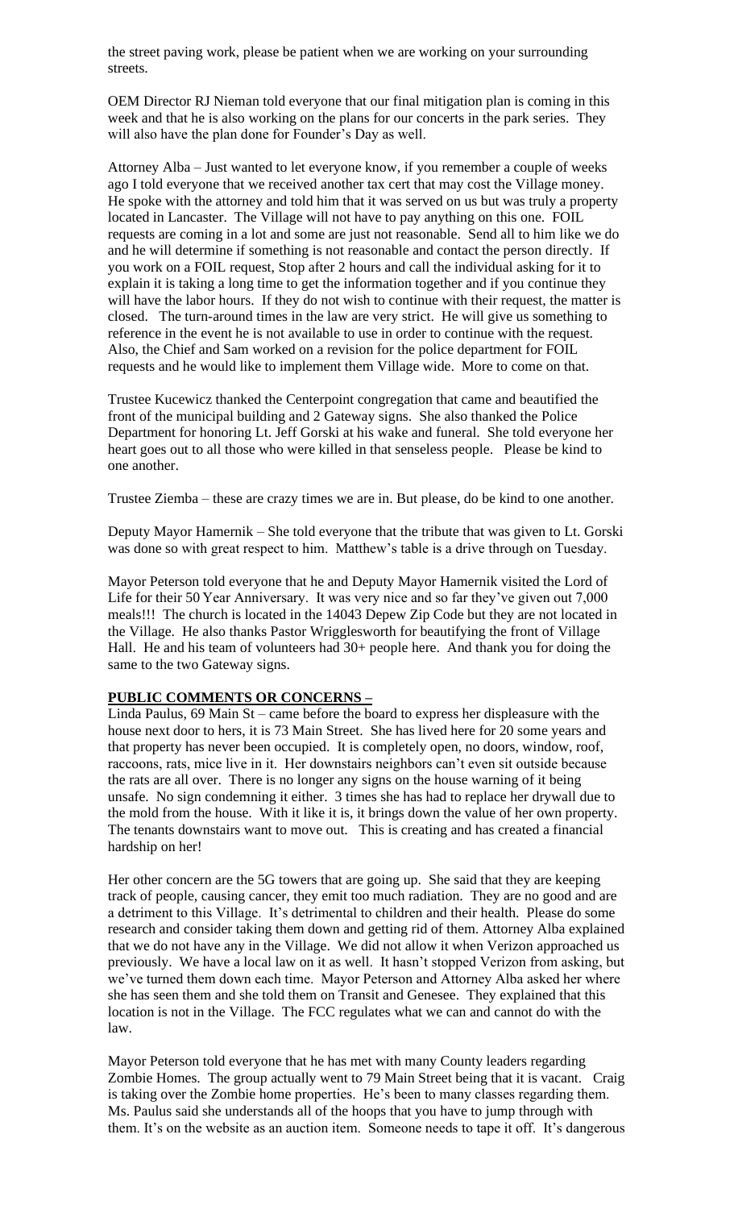the street paving work, please be patient when we are working on your surrounding streets.

OEM Director RJ Nieman told everyone that our final mitigation plan is coming in this week and that he is also working on the plans for our concerts in the park series. They will also have the plan done for Founder's Day as well.

Attorney Alba – Just wanted to let everyone know, if you remember a couple of weeks ago I told everyone that we received another tax cert that may cost the Village money. He spoke with the attorney and told him that it was served on us but was truly a property located in Lancaster. The Village will not have to pay anything on this one. FOIL requests are coming in a lot and some are just not reasonable. Send all to him like we do and he will determine if something is not reasonable and contact the person directly. If you work on a FOIL request, Stop after 2 hours and call the individual asking for it to explain it is taking a long time to get the information together and if you continue they will have the labor hours. If they do not wish to continue with their request, the matter is closed. The turn-around times in the law are very strict. He will give us something to reference in the event he is not available to use in order to continue with the request. Also, the Chief and Sam worked on a revision for the police department for FOIL requests and he would like to implement them Village wide. More to come on that.

Trustee Kucewicz thanked the Centerpoint congregation that came and beautified the front of the municipal building and 2 Gateway signs. She also thanked the Police Department for honoring Lt. Jeff Gorski at his wake and funeral. She told everyone her heart goes out to all those who were killed in that senseless people. Please be kind to one another.

Trustee Ziemba – these are crazy times we are in. But please, do be kind to one another.

Deputy Mayor Hamernik – She told everyone that the tribute that was given to Lt. Gorski was done so with great respect to him. Matthew's table is a drive through on Tuesday.

Mayor Peterson told everyone that he and Deputy Mayor Hamernik visited the Lord of Life for their 50 Year Anniversary. It was very nice and so far they've given out 7,000 meals!!! The church is located in the 14043 Depew Zip Code but they are not located in the Village. He also thanks Pastor Wrigglesworth for beautifying the front of Village Hall. He and his team of volunteers had 30+ people here. And thank you for doing the same to the two Gateway signs.

**PUBLIC COMMENTS OR CONCERNS –**

Linda Paulus, 69 Main St – came before the board to express her displeasure with the house next door to hers, it is 73 Main Street. She has lived here for 20 some years and that property has never been occupied. It is completely open, no doors, window, roof, raccoons, rats, mice live in it. Her downstairs neighbors can't even sit outside because the rats are all over. There is no longer any signs on the house warning of it being unsafe. No sign condemning it either. 3 times she has had to replace her drywall due to the mold from the house. With it like it is, it brings down the value of her own property. The tenants downstairs want to move out. This is creating and has created a financial hardship on her!

Her other concern are the 5G towers that are going up. She said that they are keeping track of people, causing cancer, they emit too much radiation. They are no good and are a detriment to this Village. It's detrimental to children and their health. Please do some research and consider taking them down and getting rid of them. Attorney Alba explained that we do not have any in the Village. We did not allow it when Verizon approached us previously. We have a local law on it as well. It hasn't stopped Verizon from asking, but we've turned them down each time. Mayor Peterson and Attorney Alba asked her where she has seen them and she told them on Transit and Genesee. They explained that this location is not in the Village. The FCC regulates what we can and cannot do with the law.

Mayor Peterson told everyone that he has met with many County leaders regarding Zombie Homes. The group actually went to 79 Main Street being that it is vacant. Craig is taking over the Zombie home properties. He's been to many classes regarding them. Ms. Paulus said she understands all of the hoops that you have to jump through with them. It's on the website as an auction item. Someone needs to tape it off. It's dangerous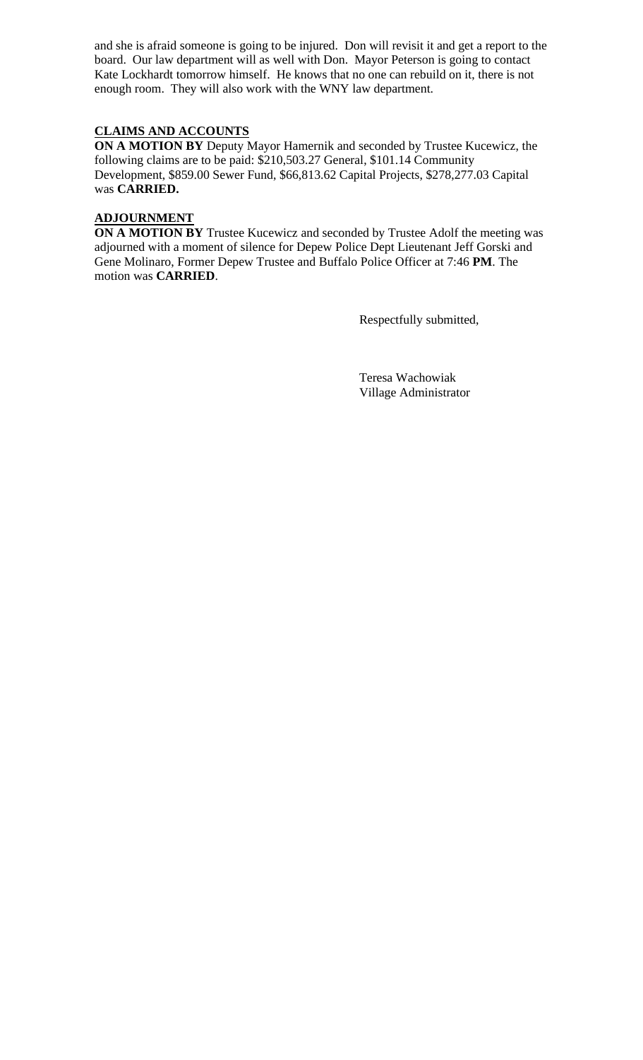and she is afraid someone is going to be injured. Don will revisit it and get a report to the board. Our law department will as well with Don. Mayor Peterson is going to contact Kate Lockhardt tomorrow himself. He knows that no one can rebuild on it, there is not enough room. They will also work with the WNY law department.

**CLAIMS AND ACCOUNTS**

**ON A MOTION BY** Deputy Mayor Hamernik and seconded by Trustee Kucewicz, the following claims are to be paid: $210,503.27 General, $101.14 Community Development, $859.00 Sewer Fund, $66,813.62 Capital Projects, $278,277.03 Capital was **CARRIED.**

**ADJOURNMENT**

**ON A MOTION BY** Trustee Kucewicz and seconded by Trustee Adolf the meeting was adjourned with a moment of silence for Depew Police Dept Lieutenant Jeff Gorski and Gene Molinaro, Former Depew Trustee and Buffalo Police Officer at 7:46 **PM**. The motion was **CARRIED**.

Respectfully submitted,

Teresa Wachowiak
Village Administrator